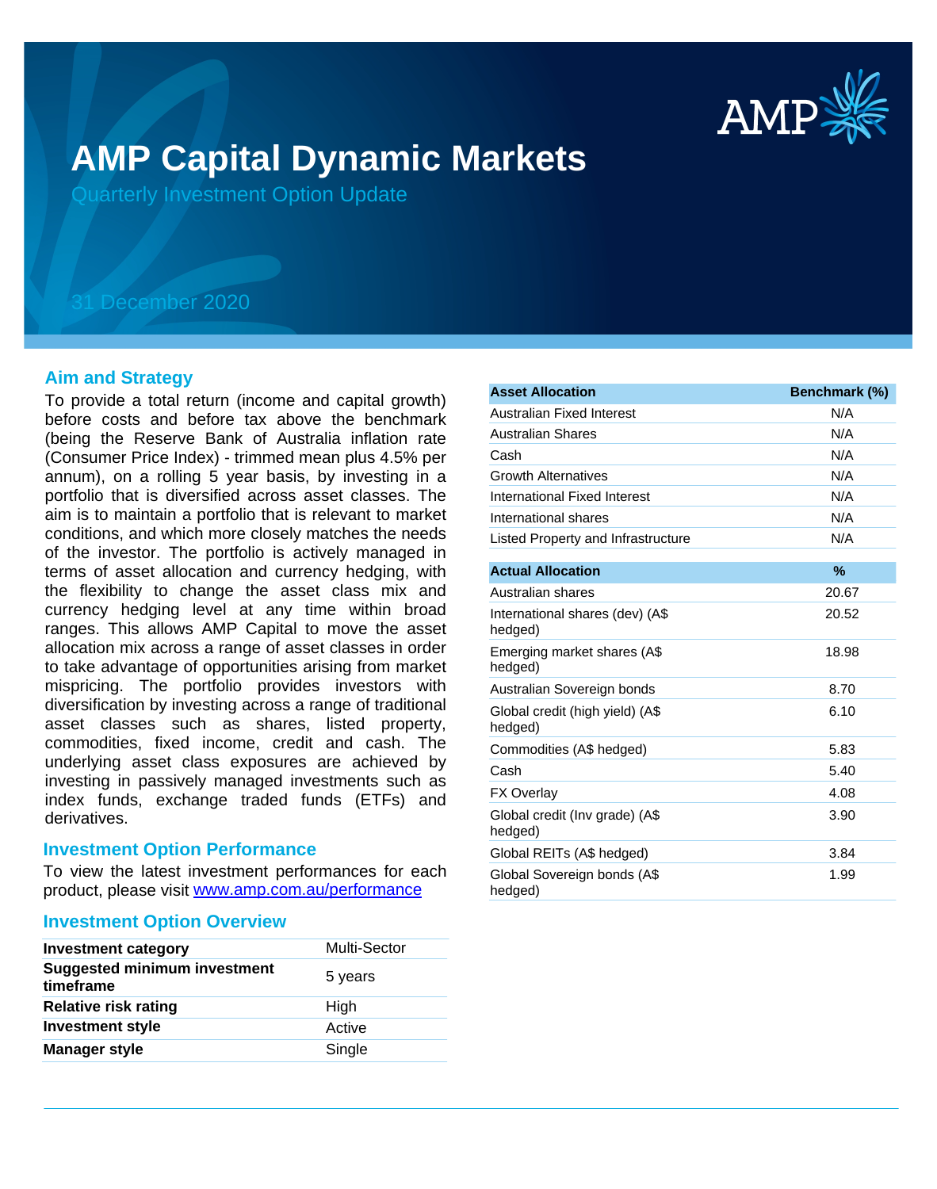# AMP Capital Dynamic Markets

Quarterly Investment Option Update

31 December 2020

## Aim and Strategy

To provide a total return (income and capital growth) before costs and before tax above the benchmark (being the Reserve Bank of Australia inflation rate (Consumer Price Index) - trimmed mean plus 4.5% per annum), on a rolling 5 year basis, by investing in a portfolio that is diversified across asset classes. The aim is to maintain a portfolio that is relevant to market conditions, and which more closely matches the needs of the investor. The portfolio is actively managed in terms of asset allocation and currency hedging, with the flexibility to change the asset class mix and currency hedging level at any time within broad ranges. This allows AMP Capital to move the asset allocation mix across a range of asset classes in order to take advantage of opportunities arising from market mispricing. The portfolio provides investors with diversification by investing across a range of traditional asset classes such as shares, listed property, commodities, fixed income, credit and cash. The underlying asset class exposures are achieved by investing in passively managed investments such as index funds, exchange traded funds (ETFs) and derivatives.

## Investment Option Performance

To view the latest investment performances for each product, please visit [www.amp.com.au/performance](www.amp.com.au/performance)

## Investment Option Overview

| | |
|---|---|
| **Investment category** | Multi-Sector |
| **Suggested minimum investment timeframe** | 5 years |
| **Relative risk rating** | High |
| **Investment style** | Active |
| **Manager style** | Single |

| Asset Allocation | Benchmark (%) |
|---|---|
| Australian Fixed Interest | N/A |
| Australian Shares | N/A |
| Cash | N/A |
| Growth Alternatives | N/A |
| International Fixed Interest | N/A |
| International shares | N/A |
| Listed Property and Infrastructure | N/A |

| Actual Allocation | % |
|---|---|
| Australian shares | 20.67 |
| International shares (dev) (A$ hedged) | 20.52 |
| Emerging market shares (A$ hedged) | 18.98 |
| Australian Sovereign bonds | 8.70 |
| Global credit (high yield) (A$ hedged) | 6.10 |
| Commodities (A$ hedged) | 5.83 |
| Cash | 5.40 |
| FX Overlay | 4.08 |
| Global credit (Inv grade) (A$ hedged) | 3.90 |
| Global REITs (A$ hedged) | 3.84 |
| Global Sovereign bonds (A$ hedged) | 1.99 |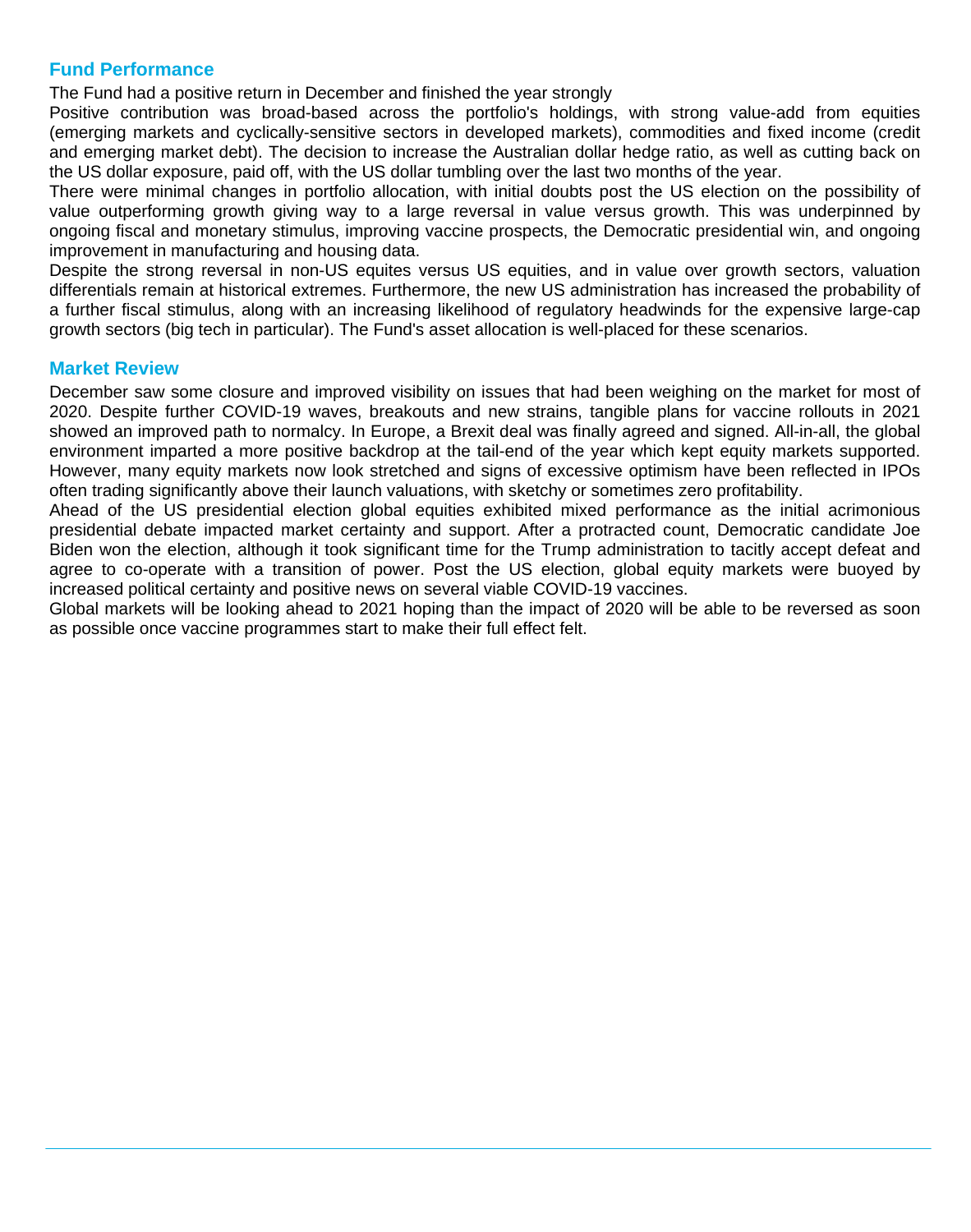## Fund Performance

The Fund had a positive return in December and finished the year strongly

Positive contribution was broad-based across the portfolio's holdings, with strong value-add from equities (emerging markets and cyclically-sensitive sectors in developed markets), commodities and fixed income (credit and emerging market debt). The decision to increase the Australian dollar hedge ratio, as well as cutting back on the US dollar exposure, paid off, with the US dollar tumbling over the last two months of the year.

There were minimal changes in portfolio allocation, with initial doubts post the US election on the possibility of value outperforming growth giving way to a large reversal in value versus growth. This was underpinned by ongoing fiscal and monetary stimulus, improving vaccine prospects, the Democratic presidential win, and ongoing improvement in manufacturing and housing data.

Despite the strong reversal in non-US equites versus US equities, and in value over growth sectors, valuation differentials remain at historical extremes. Furthermore, the new US administration has increased the probability of a further fiscal stimulus, along with an increasing likelihood of regulatory headwinds for the expensive large-cap growth sectors (big tech in particular). The Fund's asset allocation is well-placed for these scenarios.

## Market Review

December saw some closure and improved visibility on issues that had been weighing on the market for most of 2020. Despite further COVID-19 waves, breakouts and new strains, tangible plans for vaccine rollouts in 2021 showed an improved path to normalcy. In Europe, a Brexit deal was finally agreed and signed. All-in-all, the global environment imparted a more positive backdrop at the tail-end of the year which kept equity markets supported. However, many equity markets now look stretched and signs of excessive optimism have been reflected in IPOs often trading significantly above their launch valuations, with sketchy or sometimes zero profitability.

Ahead of the US presidential election global equities exhibited mixed performance as the initial acrimonious presidential debate impacted market certainty and support. After a protracted count, Democratic candidate Joe Biden won the election, although it took significant time for the Trump administration to tacitly accept defeat and agree to co-operate with a transition of power. Post the US election, global equity markets were buoyed by increased political certainty and positive news on several viable COVID-19 vaccines.

Global markets will be looking ahead to 2021 hoping than the impact of 2020 will be able to be reversed as soon as possible once vaccine programmes start to make their full effect felt.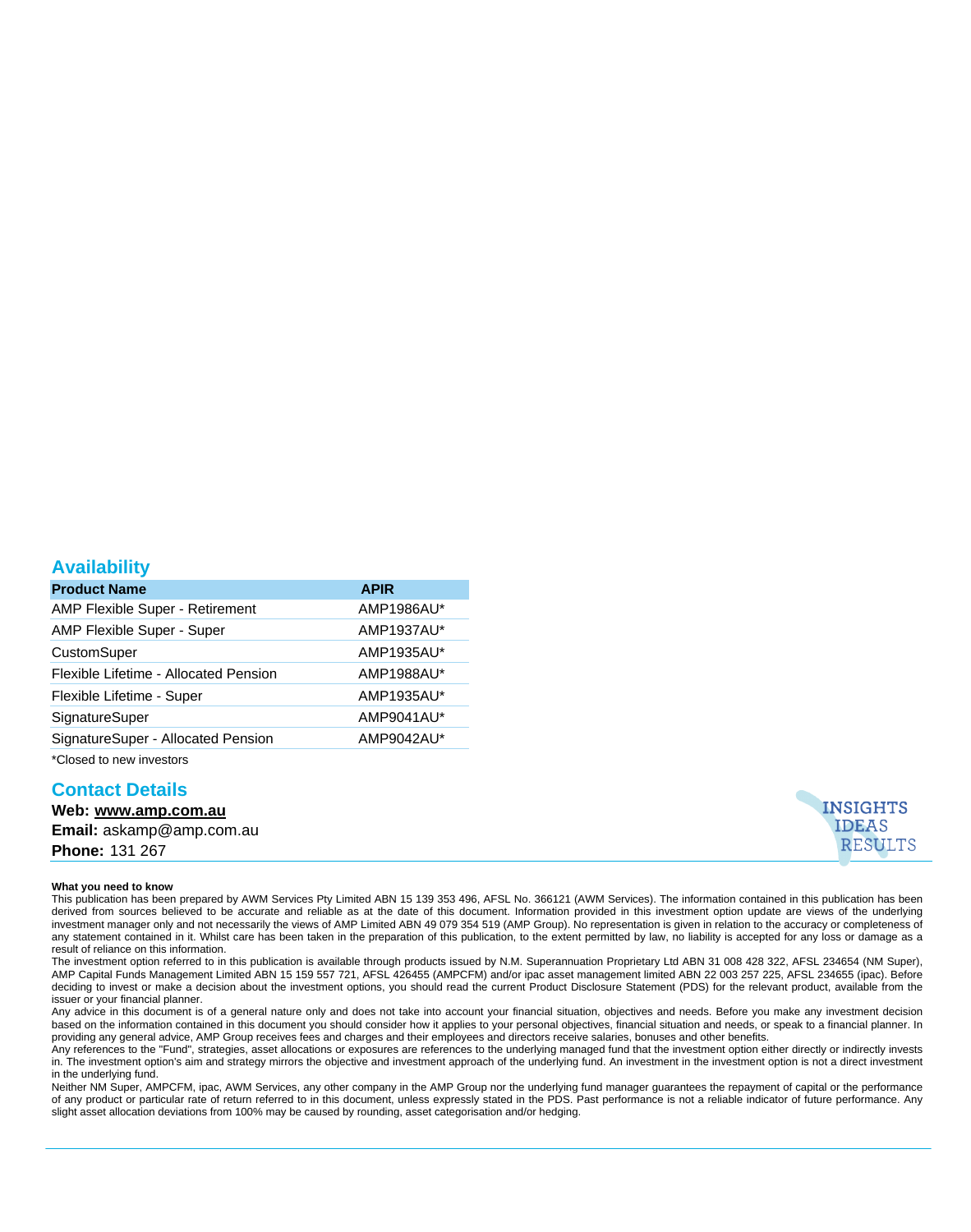## Availability

| Product Name | APIR |
| --- | --- |
| AMP Flexible Super - Retirement | AMP1986AU* |
| AMP Flexible Super - Super | AMP1937AU* |
| CustomSuper | AMP1935AU* |
| Flexible Lifetime - Allocated Pension | AMP1988AU* |
| Flexible Lifetime - Super | AMP1935AU* |
| SignatureSuper | AMP9041AU* |
| SignatureSuper - Allocated Pension | AMP9042AU* |

*Closed to new investors

## Contact Details

**Web:** **www.amp.com.au**
**Email:** askamp@amp.com.au
**Phone:** 131 267

INSIGHTS
IDEAS
RESULTS

**What you need to know**

This publication has been prepared by AWM Services Pty Limited ABN 15 139 353 496, AFSL No. 366121 (AWM Services). The information contained in this publication has been derived from sources believed to be accurate and reliable as at the date of this document. Information provided in this investment option update are views of the underlying investment manager only and not necessarily the views of AMP Limited ABN 49 079 354 519 (AMP Group). No representation is given in relation to the accuracy or completeness of any statement contained in it. Whilst care has been taken in the preparation of this publication, to the extent permitted by law, no liability is accepted for any loss or damage as a result of reliance on this information.

The investment option referred to in this publication is available through products issued by N.M. Superannuation Proprietary Ltd ABN 31 008 428 322, AFSL 234654 (NM Super), AMP Capital Funds Management Limited ABN 15 159 557 721, AFSL 426455 (AMPCFM) and/or ipac asset management limited ABN 22 003 257 225, AFSL 234655 (ipac). Before deciding to invest or make a decision about the investment options, you should read the current Product Disclosure Statement (PDS) for the relevant product, available from the issuer or your financial planner.

Any advice in this document is of a general nature only and does not take into account your financial situation, objectives and needs. Before you make any investment decision based on the information contained in this document you should consider how it applies to your personal objectives, financial situation and needs, or speak to a financial planner. In providing any general advice, AMP Group receives fees and charges and their employees and directors receive salaries, bonuses and other benefits.

Any references to the "Fund", strategies, asset allocations or exposures are references to the underlying managed fund that the investment option either directly or indirectly invests in. The investment option's aim and strategy mirrors the objective and investment approach of the underlying fund. An investment in the investment option is not a direct investment in the underlying fund.

Neither NM Super, AMPCFM, ipac, AWM Services, any other company in the AMP Group nor the underlying fund manager guarantees the repayment of capital or the performance of any product or particular rate of return referred to in this document, unless expressly stated in the PDS. Past performance is not a reliable indicator of future performance. Any slight asset allocation deviations from 100% may be caused by rounding, asset categorisation and/or hedging.